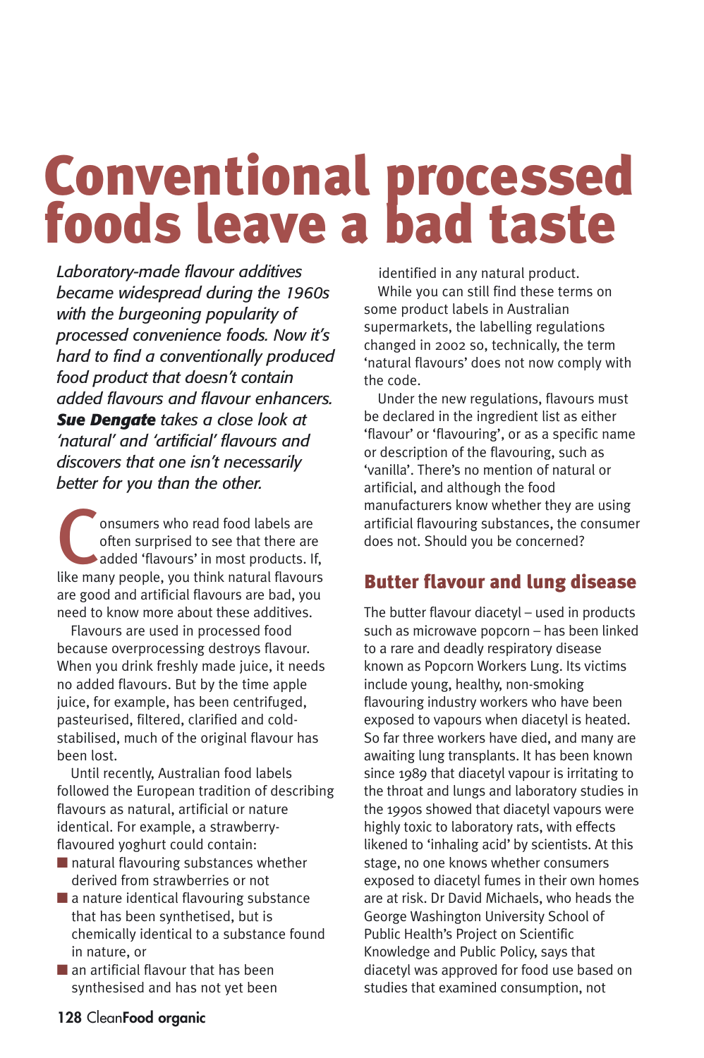# Conventional processed foods leave a bad taste

*Laboratory-made flavour additives became widespread during the 1960s with the burgeoning popularity of processed convenience foods. Now it's hard to find a conventionally produced food product that doesn't contain added flavours and flavour enhancers.* ***Sue Dengate*** *takes a close look at 'natural' and 'artificial' flavours and discovers that one isn't necessarily better for you than the other.*

Consumers who read food labels are often surprised to see that there are added 'flavours' in most products. If, like many people, you think natural flavours are good and artificial flavours are bad, you need to know more about these additives.

Flavours are used in processed food because overprocessing destroys flavour. When you drink freshly made juice, it needs no added flavours. But by the time apple juice, for example, has been centrifuged, pasteurised, filtered, clarified and cold-stabilised, much of the original flavour has been lost.

Until recently, Australian food labels followed the European tradition of describing flavours as natural, artificial or nature identical. For example, a strawberry-flavoured yoghurt could contain:

- natural flavouring substances whether derived from strawberries or not
- a nature identical flavouring substance that has been synthetised, but is chemically identical to a substance found in nature, or
- an artificial flavour that has been synthesised and has not yet been identified in any natural product.

While you can still find these terms on some product labels in Australian supermarkets, the labelling regulations changed in 2002 so, technically, the term 'natural flavours' does not now comply with the code.

Under the new regulations, flavours must be declared in the ingredient list as either 'flavour' or 'flavouring', or as a specific name or description of the flavouring, such as 'vanilla'. There's no mention of natural or artificial, and although the food manufacturers know whether they are using artificial flavouring substances, the consumer does not. Should you be concerned?

## Butter flavour and lung disease

The butter flavour diacetyl – used in products such as microwave popcorn – has been linked to a rare and deadly respiratory disease known as Popcorn Workers Lung. Its victims include young, healthy, non-smoking flavouring industry workers who have been exposed to vapours when diacetyl is heated. So far three workers have died, and many are awaiting lung transplants. It has been known since 1989 that diacetyl vapour is irritating to the throat and lungs and laboratory studies in the 1990s showed that diacetyl vapours were highly toxic to laboratory rats, with effects likened to 'inhaling acid' by scientists. At this stage, no one knows whether consumers exposed to diacetyl fumes in their own homes are at risk. Dr David Michaels, who heads the George Washington University School of Public Health's Project on Scientific Knowledge and Public Policy, says that diacetyl was approved for food use based on studies that examined consumption, not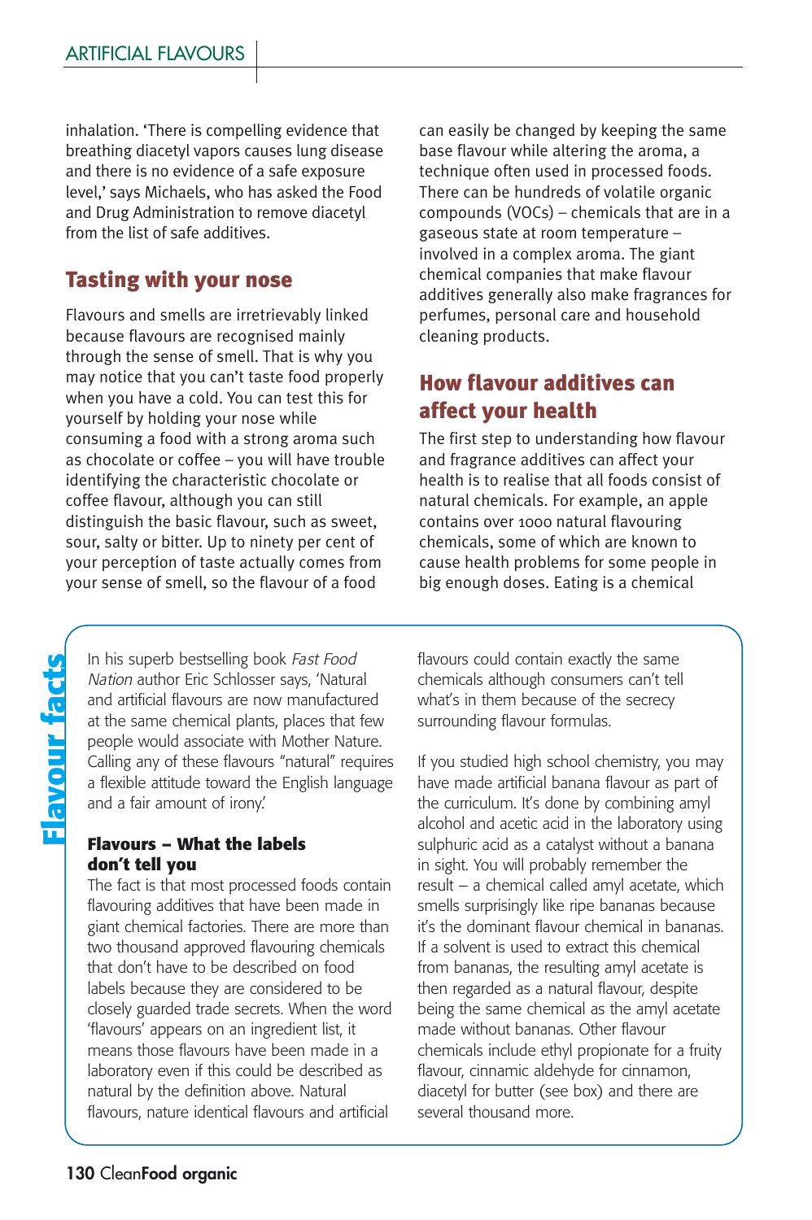inhalation. 'There is compelling evidence that breathing diacetyl vapors causes lung disease and there is no evidence of a safe exposure level,' says Michaels, who has asked the Food and Drug Administration to remove diacetyl from the list of safe additives.

## Tasting with your nose

Flavours and smells are irretrievably linked because flavours are recognised mainly through the sense of smell. That is why you may notice that you can't taste food properly when you have a cold. You can test this for yourself by holding your nose while consuming a food with a strong aroma such as chocolate or coffee – you will have trouble identifying the characteristic chocolate or coffee flavour, although you can still distinguish the basic flavour, such as sweet, sour, salty or bitter. Up to ninety per cent of your perception of taste actually comes from your sense of smell, so the flavour of a food can easily be changed by keeping the same base flavour while altering the aroma, a technique often used in processed foods. There can be hundreds of volatile organic compounds (VOCs) – chemicals that are in a gaseous state at room temperature – involved in a complex aroma. The giant chemical companies that make flavour additives generally also make fragrances for perfumes, personal care and household cleaning products.

## How flavour additives can affect your health

The first step to understanding how flavour and fragrance additives can affect your health is to realise that all foods consist of natural chemicals. For example, an apple contains over 1000 natural flavouring chemicals, some of which are known to cause health problems for some people in big enough doses. Eating is a chemical

### Flavour facts

In his superb bestselling book *Fast Food Nation* author Eric Schlosser says, 'Natural and artificial flavours are now manufactured at the same chemical plants, places that few people would associate with Mother Nature. Calling any of these flavours "natural" requires a flexible attitude toward the English language and a fair amount of irony.'

**Flavours – What the labels don't tell you**

The fact is that most processed foods contain flavouring additives that have been made in giant chemical factories. There are more than two thousand approved flavouring chemicals that don't have to be described on food labels because they are considered to be closely guarded trade secrets. When the word 'flavours' appears on an ingredient list, it means those flavours have been made in a laboratory even if this could be described as natural by the definition above. Natural flavours, nature identical flavours and artificial flavours could contain exactly the same chemicals although consumers can't tell what's in them because of the secrecy surrounding flavour formulas.

If you studied high school chemistry, you may have made artificial banana flavour as part of the curriculum. It's done by combining amyl alcohol and acetic acid in the laboratory using sulphuric acid as a catalyst without a banana in sight. You will probably remember the result – a chemical called amyl acetate, which smells surprisingly like ripe bananas because it's the dominant flavour chemical in bananas. If a solvent is used to extract this chemical from bananas, the resulting amyl acetate is then regarded as a natural flavour, despite being the same chemical as the amyl acetate made without bananas. Other flavour chemicals include ethyl propionate for a fruity flavour, cinnamic aldehyde for cinnamon, diacetyl for butter (see box) and there are several thousand more.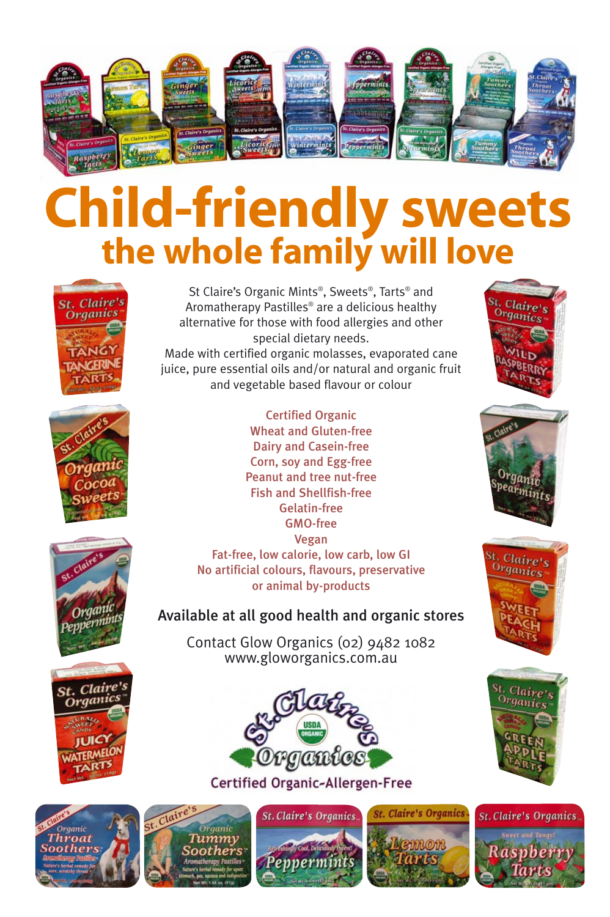# Child-friendly sweets
## the whole family will love

St Claire's Organic Mints®, Sweets®, Tarts® and Aromatherapy Pastilles® are a delicious healthy alternative for those with food allergies and other special dietary needs.
Made with certified organic molasses, evaporated cane juice, pure essential oils and/or natural and organic fruit and vegetable based flavour or colour

Certified Organic
Wheat and Gluten-free
Dairy and Casein-free
Corn, soy and Egg-free
Peanut and tree nut-free
Fish and Shellfish-free
Gelatin-free
GMO-free
Vegan
Fat-free, low calorie, low carb, low GI
No artificial colours, flavours, preservative or animal by-products

**Available at all good health and organic stores**

Contact Glow Organics (02) 9482 1082
www.gloworganics.com.au

St. Claire's Organics

Certified Organic-Allergen-Free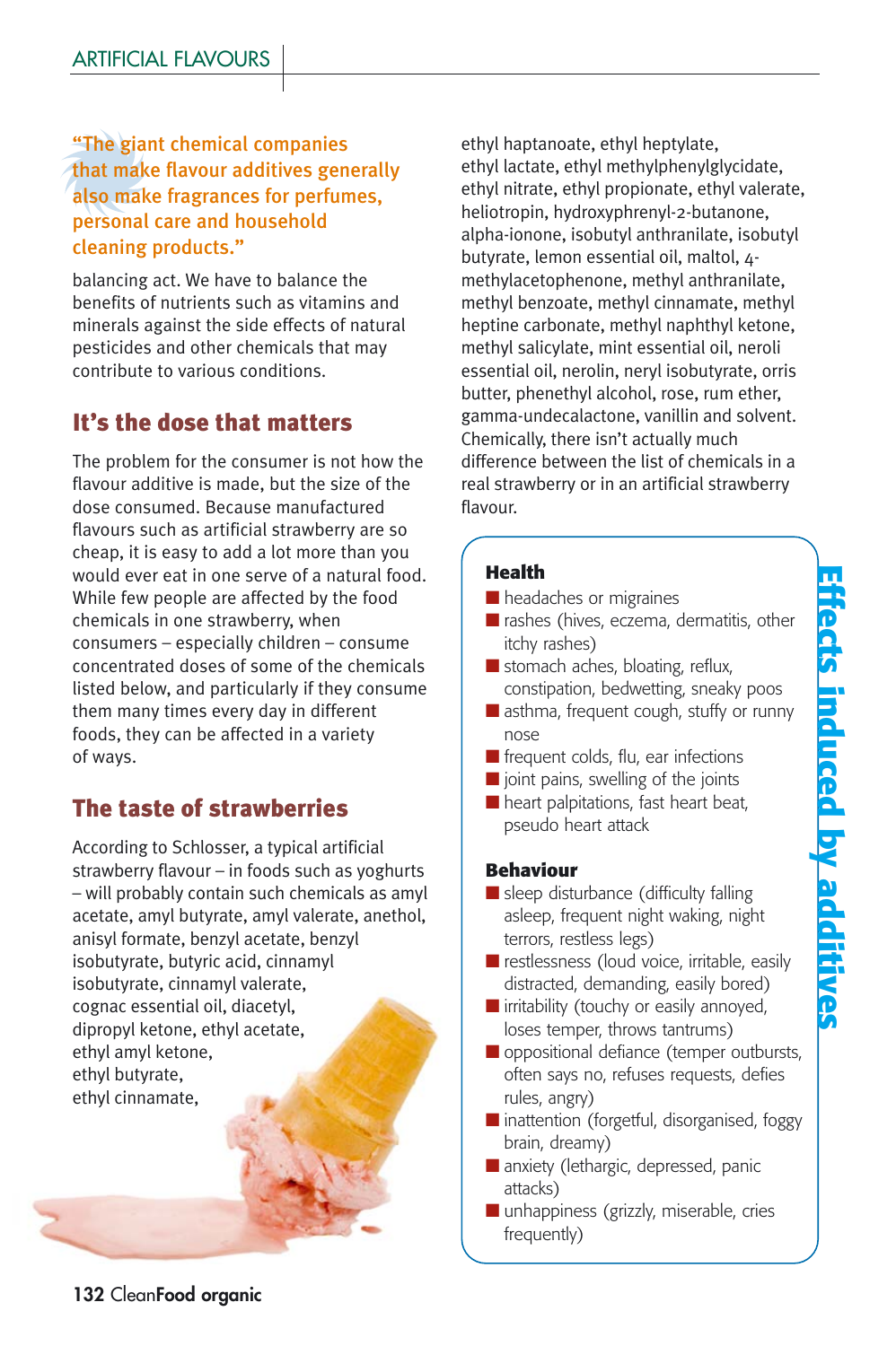> "The giant chemical companies that make flavour additives generally also make fragrances for perfumes, personal care and household cleaning products."

balancing act. We have to balance the benefits of nutrients such as vitamins and minerals against the side effects of natural pesticides and other chemicals that may contribute to various conditions.

## It's the dose that matters

The problem for the consumer is not how the flavour additive is made, but the size of the dose consumed. Because manufactured flavours such as artificial strawberry are so cheap, it is easy to add a lot more than you would ever eat in one serve of a natural food. While few people are affected by the food chemicals in one strawberry, when consumers – especially children – consume concentrated doses of some of the chemicals listed below, and particularly if they consume them many times every day in different foods, they can be affected in a variety of ways.

## The taste of strawberries

According to Schlosser, a typical artificial strawberry flavour – in foods such as yoghurts – will probably contain such chemicals as amyl acetate, amyl butyrate, amyl valerate, anethol, anisyl formate, benzyl acetate, benzyl isobutyrate, butyric acid, cinnamyl isobutyrate, cinnamyl valerate, cognac essential oil, diacetyl, dipropyl ketone, ethyl acetate, ethyl amyl ketone, ethyl butyrate, ethyl cinnamate, ethyl haptanoate, ethyl heptylate, ethyl lactate, ethyl methylphenylglycidate, ethyl nitrate, ethyl propionate, ethyl valerate, heliotropin, hydroxyphrenyl-2-butanone, alpha-ionone, isobutyl anthranilate, isobutyl butyrate, lemon essential oil, maltol, 4-methylacetophenone, methyl anthranilate, methyl benzoate, methyl cinnamate, methyl heptine carbonate, methyl naphthyl ketone, methyl salicylate, mint essential oil, neroli essential oil, nerolin, neryl isobutyrate, orris butter, phenethyl alcohol, rose, rum ether, gamma-undecalactone, vanillin and solvent. Chemically, there isn't actually much difference between the list of chemicals in a real strawberry or in an artificial strawberry flavour.

## Effects induced by additives

### Health

- headaches or migraines
- rashes (hives, eczema, dermatitis, other itchy rashes)
- stomach aches, bloating, reflux, constipation, bedwetting, sneaky poos
- asthma, frequent cough, stuffy or runny nose
- frequent colds, flu, ear infections
- joint pains, swelling of the joints
- heart palpitations, fast heart beat, pseudo heart attack

### Behaviour

- sleep disturbance (difficulty falling asleep, frequent night waking, night terrors, restless legs)
- restlessness (loud voice, irritable, easily distracted, demanding, easily bored)
- irritability (touchy or easily annoyed, loses temper, throws tantrums)
- oppositional defiance (temper outbursts, often says no, refuses requests, defies rules, angry)
- inattention (forgetful, disorganised, foggy brain, dreamy)
- anxiety (lethargic, depressed, panic attacks)
- unhappiness (grizzly, miserable, cries frequently)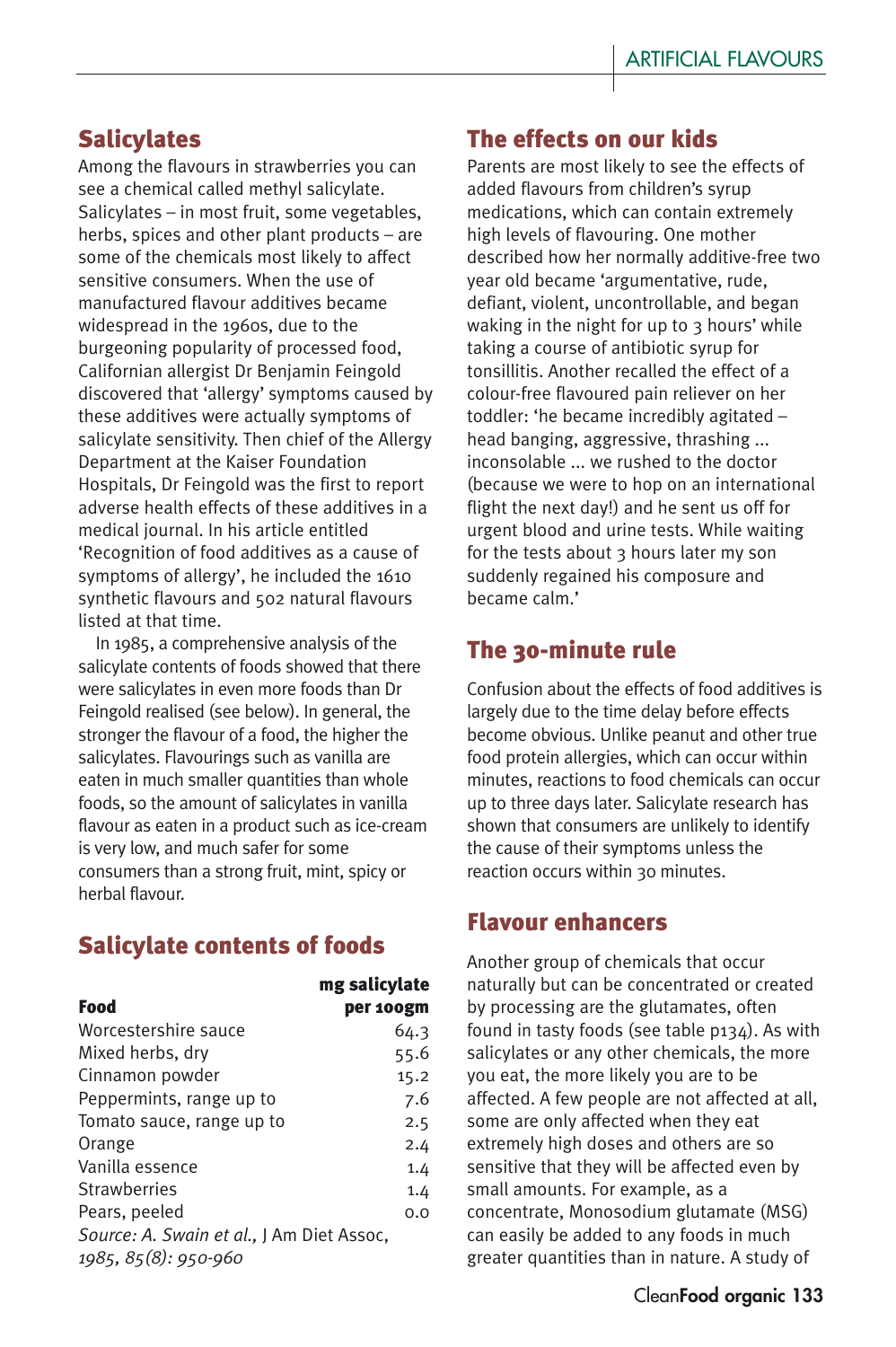## Salicylates

Among the flavours in strawberries you can see a chemical called methyl salicylate. Salicylates – in most fruit, some vegetables, herbs, spices and other plant products – are some of the chemicals most likely to affect sensitive consumers. When the use of manufactured flavour additives became widespread in the 1960s, due to the burgeoning popularity of processed food, Californian allergist Dr Benjamin Feingold discovered that 'allergy' symptoms caused by these additives were actually symptoms of salicylate sensitivity. Then chief of the Allergy Department at the Kaiser Foundation Hospitals, Dr Feingold was the first to report adverse health effects of these additives in a medical journal. In his article entitled 'Recognition of food additives as a cause of symptoms of allergy', he included the 1610 synthetic flavours and 502 natural flavours listed at that time.

In 1985, a comprehensive analysis of the salicylate contents of foods showed that there were salicylates in even more foods than Dr Feingold realised (see below). In general, the stronger the flavour of a food, the higher the salicylates. Flavourings such as vanilla are eaten in much smaller quantities than whole foods, so the amount of salicylates in vanilla flavour as eaten in a product such as ice-cream is very low, and much safer for some consumers than a strong fruit, mint, spicy or herbal flavour.

## Salicylate contents of foods

| Food | mg salicylate per 100gm |
|---|---|
| Worcestershire sauce | 64.3 |
| Mixed herbs, dry | 55.6 |
| Cinnamon powder | 15.2 |
| Peppermints, range up to | 7.6 |
| Tomato sauce, range up to | 2.5 |
| Orange | 2.4 |
| Vanilla essence | 1.4 |
| Strawberries | 1.4 |
| Pears, peeled | 0.0 |

*Source: A. Swain et al.,* J Am Diet Assoc, *1985, 85(8): 950-960*

## The effects on our kids

Parents are most likely to see the effects of added flavours from children's syrup medications, which can contain extremely high levels of flavouring. One mother described how her normally additive-free two year old became 'argumentative, rude, defiant, violent, uncontrollable, and began waking in the night for up to 3 hours' while taking a course of antibiotic syrup for tonsillitis. Another recalled the effect of a colour-free flavoured pain reliever on her toddler: 'he became incredibly agitated – head banging, aggressive, thrashing ... inconsolable ... we rushed to the doctor (because we were to hop on an international flight the next day!) and he sent us off for urgent blood and urine tests. While waiting for the tests about 3 hours later my son suddenly regained his composure and became calm.'

## The 30-minute rule

Confusion about the effects of food additives is largely due to the time delay before effects become obvious. Unlike peanut and other true food protein allergies, which can occur within minutes, reactions to food chemicals can occur up to three days later. Salicylate research has shown that consumers are unlikely to identify the cause of their symptoms unless the reaction occurs within 30 minutes.

## Flavour enhancers

Another group of chemicals that occur naturally but can be concentrated or created by processing are the glutamates, often found in tasty foods (see table p134). As with salicylates or any other chemicals, the more you eat, the more likely you are to be affected. A few people are not affected at all, some are only affected when they eat extremely high doses and others are so sensitive that they will be affected even by small amounts. For example, as a concentrate, Monosodium glutamate (MSG) can easily be added to any foods in much greater quantities than in nature. A study of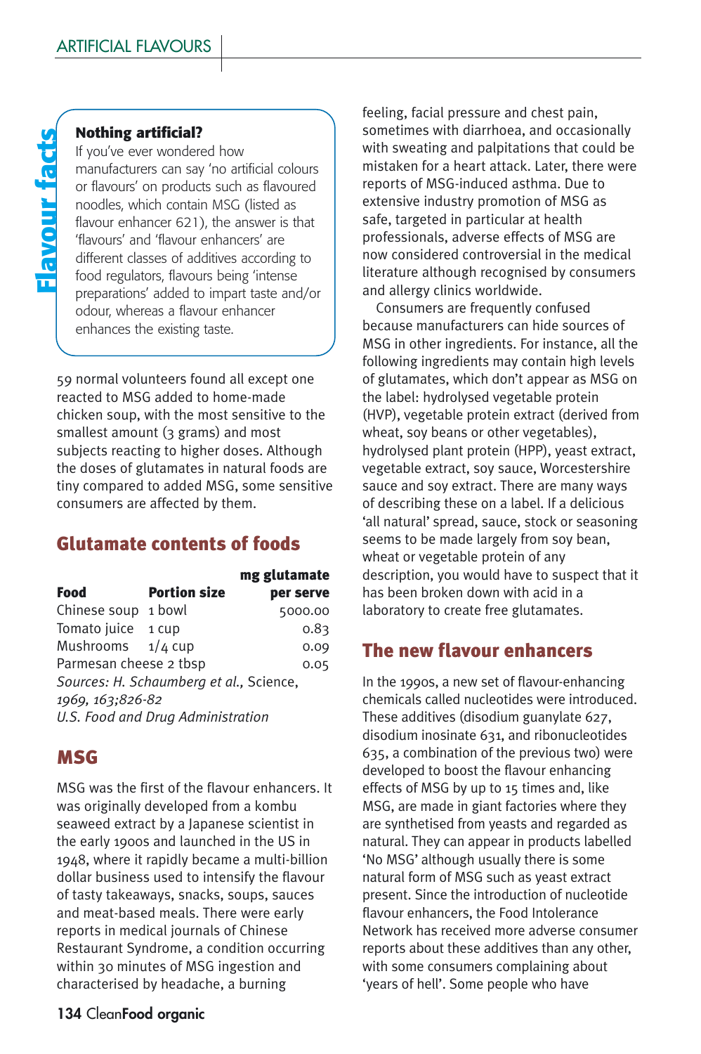## Flavour facts

**Nothing artificial?**

If you've ever wondered how manufacturers can say 'no artificial colours or flavours' on products such as flavoured noodles, which contain MSG (listed as flavour enhancer 621), the answer is that 'flavours' and 'flavour enhancers' are different classes of additives according to food regulators, flavours being 'intense preparations' added to impart taste and/or odour, whereas a flavour enhancer enhances the existing taste.

59 normal volunteers found all except one reacted to MSG added to home-made chicken soup, with the most sensitive to the smallest amount (3 grams) and most subjects reacting to higher doses. Although the doses of glutamates in natural foods are tiny compared to added MSG, some sensitive consumers are affected by them.

## Glutamate contents of foods

| Food | Portion size | mg glutamate per serve |
|---|---|---|
| Chinese soup | 1 bowl | 5000.00 |
| Tomato juice | 1 cup | 0.83 |
| Mushrooms | 1/4 cup | 0.09 |
| Parmesan cheese | 2 tbsp | 0.05 |

*Sources: H. Schaumberg et al.,* Science, *1969, 163;826-82*
*U.S. Food and Drug Administration*

## MSG

MSG was the first of the flavour enhancers. It was originally developed from a kombu seaweed extract by a Japanese scientist in the early 1900s and launched in the US in 1948, where it rapidly became a multi-billion dollar business used to intensify the flavour of tasty takeaways, snacks, soups, sauces and meat-based meals. There were early reports in medical journals of Chinese Restaurant Syndrome, a condition occurring within 30 minutes of MSG ingestion and characterised by headache, a burning feeling, facial pressure and chest pain, sometimes with diarrhoea, and occasionally with sweating and palpitations that could be mistaken for a heart attack. Later, there were reports of MSG-induced asthma. Due to extensive industry promotion of MSG as safe, targeted in particular at health professionals, adverse effects of MSG are now considered controversial in the medical literature although recognised by consumers and allergy clinics worldwide.

Consumers are frequently confused because manufacturers can hide sources of MSG in other ingredients. For instance, all the following ingredients may contain high levels of glutamates, which don't appear as MSG on the label: hydrolysed vegetable protein (HVP), vegetable protein extract (derived from wheat, soy beans or other vegetables), hydrolysed plant protein (HPP), yeast extract, vegetable extract, soy sauce, Worcestershire sauce and soy extract. There are many ways of describing these on a label. If a delicious 'all natural' spread, sauce, stock or seasoning seems to be made largely from soy bean, wheat or vegetable protein of any description, you would have to suspect that it has been broken down with acid in a laboratory to create free glutamates.

## The new flavour enhancers

In the 1990s, a new set of flavour-enhancing chemicals called nucleotides were introduced. These additives (disodium guanylate 627, disodium inosinate 631, and ribonucleotides 635, a combination of the previous two) were developed to boost the flavour enhancing effects of MSG by up to 15 times and, like MSG, are made in giant factories where they are synthesised from yeasts and regarded as natural. They can appear in products labelled 'No MSG' although usually there is some natural form of MSG such as yeast extract present. Since the introduction of nucleotide flavour enhancers, the Food Intolerance Network has received more adverse consumer reports about these additives than any other, with some consumers complaining about 'years of hell'. Some people who have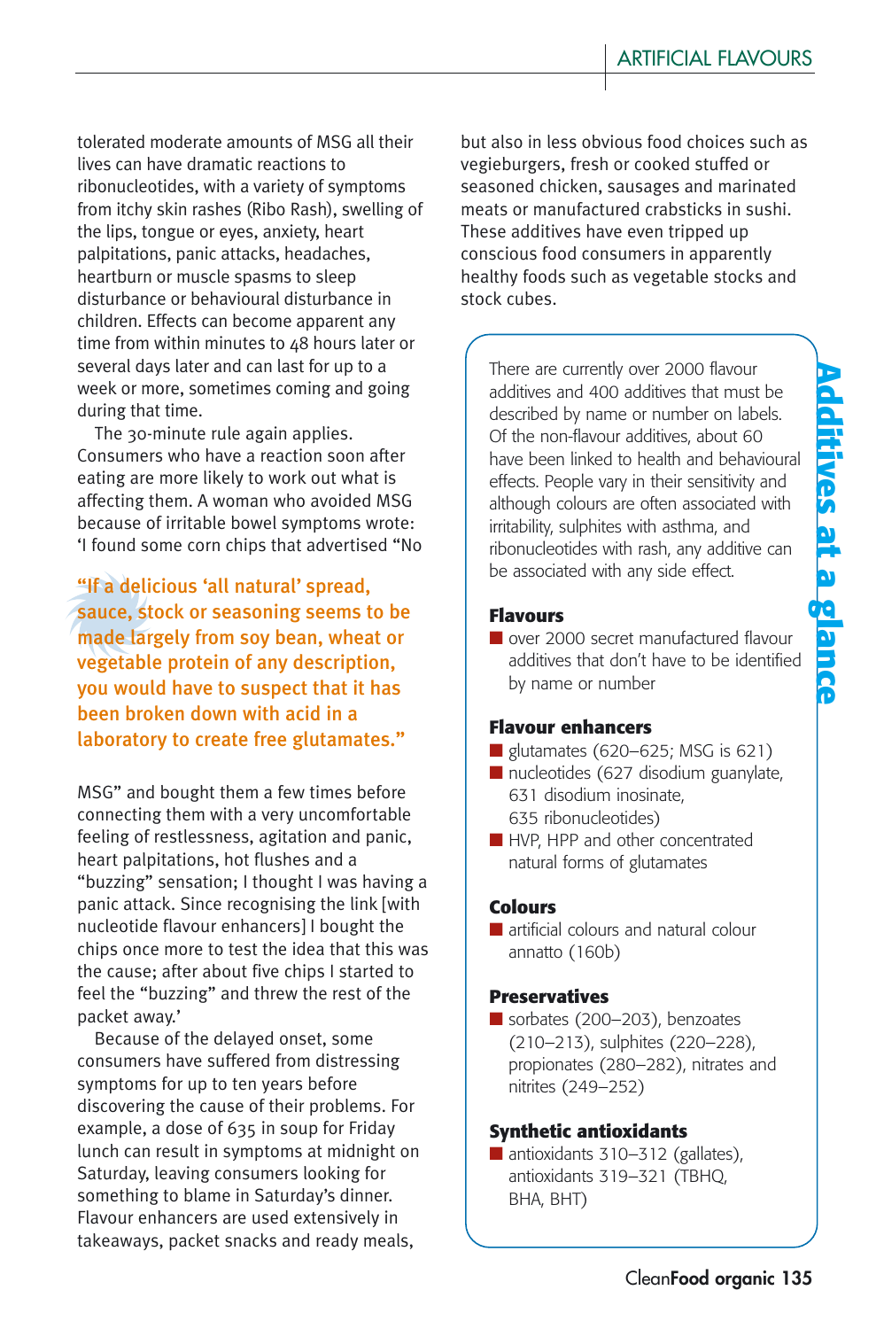tolerated moderate amounts of MSG all their lives can have dramatic reactions to ribonucleotides, with a variety of symptoms from itchy skin rashes (Ribo Rash), swelling of the lips, tongue or eyes, anxiety, heart palpitations, panic attacks, headaches, heartburn or muscle spasms to sleep disturbance or behavioural disturbance in children. Effects can become apparent any time from within minutes to 48 hours later or several days later and can last for up to a week or more, sometimes coming and going during that time.

The 30-minute rule again applies. Consumers who have a reaction soon after eating are more likely to work out what is affecting them. A woman who avoided MSG because of irritable bowel symptoms wrote: 'I found some corn chips that advertised "No MSG" and bought them a few times before connecting them with a very uncomfortable feeling of restlessness, agitation and panic, heart palpitations, hot flushes and a "buzzing" sensation; I thought I was having a panic attack. Since recognising the link [with nucleotide flavour enhancers] I bought the chips once more to test the idea that this was the cause; after about five chips I started to feel the "buzzing" and threw the rest of the packet away.'

> "If a delicious 'all natural' spread, sauce, stock or seasoning seems to be made largely from soy bean, wheat or vegetable protein of any description, you would have to suspect that it has been broken down with acid in a laboratory to create free glutamates."

Because of the delayed onset, some consumers have suffered from distressing symptoms for up to ten years before discovering the cause of their problems. For example, a dose of 635 in soup for Friday lunch can result in symptoms at midnight on Saturday, leaving consumers looking for something to blame in Saturday's dinner. Flavour enhancers are used extensively in takeaways, packet snacks and ready meals, but also in less obvious food choices such as vegieburgers, fresh or cooked stuffed or seasoned chicken, sausages and marinated meats or manufactured crabsticks in sushi. These additives have even tripped up conscious food consumers in apparently healthy foods such as vegetable stocks and stock cubes.

## Additives at a glance

There are currently over 2000 flavour additives and 400 additives that must be described by name or number on labels. Of the non-flavour additives, about 60 have been linked to health and behavioural effects. People vary in their sensitivity and although colours are often associated with irritability, sulphites with asthma, and ribonucleotides with rash, any additive can be associated with any side effect.

### Flavours

- over 2000 secret manufactured flavour additives that don't have to be identified by name or number

### Flavour enhancers

- glutamates (620–625; MSG is 621)
- nucleotides (627 disodium guanylate, 631 disodium inosinate, 635 ribonucleotides)
- HVP, HPP and other concentrated natural forms of glutamates

### Colours

- artificial colours and natural colour annatto (160b)

### Preservatives

- sorbates (200–203), benzoates (210–213), sulphites (220–228), propionates (280–282), nitrates and nitrites (249–252)

### Synthetic antioxidants

- antioxidants 310–312 (gallates), antioxidants 319–321 (TBHQ, BHA, BHT)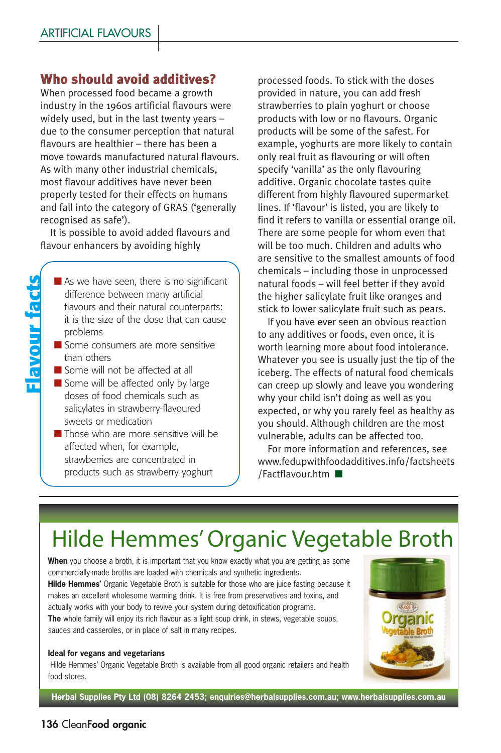## Who should avoid additives?

When processed food became a growth industry in the 1960s artificial flavours were widely used, but in the last twenty years – due to the consumer perception that natural flavours are healthier – there has been a move towards manufactured natural flavours. As with many other industrial chemicals, most flavour additives have never been properly tested for their effects on humans and fall into the category of GRAS ('generally recognised as safe').

It is possible to avoid added flavours and flavour enhancers by avoiding highly processed foods. To stick with the doses provided in nature, you can add fresh strawberries to plain yoghurt or choose products with low or no flavours. Organic products will be some of the safest. For example, yoghurts are more likely to contain only real fruit as flavouring or will often specify 'vanilla' as the only flavouring additive. Organic chocolate tastes quite different from highly flavoured supermarket lines. If 'flavour' is listed, you are likely to find it refers to vanilla or essential orange oil. There are some people for whom even that will be too much. Children and adults who are sensitive to the smallest amounts of food chemicals – including those in unprocessed natural foods – will feel better if they avoid the higher salicylate fruit like oranges and stick to lower salicylate fruit such as pears.

If you have ever seen an obvious reaction to any additives or foods, even once, it is worth learning more about food intolerance. Whatever you see is usually just the tip of the iceberg. The effects of natural food chemicals can creep up slowly and leave you wondering why your child isn't doing as well as you expected, or why you rarely feel as healthy as you should. Although children are the most vulnerable, adults can be affected too.

For more information and references, see www.fedupwithfoodadditives.info/factsheets /Factflavour.htm

### Flavour facts

- As we have seen, there is no significant difference between many artificial flavours and their natural counterparts: it is the size of the dose that can cause problems
- Some consumers are more sensitive than others
- Some will not be affected at all
- Some will be affected only by large doses of food chemicals such as salicylates in strawberry-flavoured sweets or medication
- Those who are more sensitive will be affected when, for example, strawberries are concentrated in products such as strawberry yoghurt

# Hilde Hemmes' Organic Vegetable Broth

**When** you choose a broth, it is important that you know exactly what you are getting as some commercially-made broths are loaded with chemicals and synthetic ingredients.

**Hilde Hemmes'** Organic Vegetable Broth is suitable for those who are juice fasting because it makes an excellent wholesome warming drink. It is free from preservatives and toxins, and actually works with your body to revive your system during detoxification programs.

**The** whole family will enjoy its rich flavour as a light soup drink, in stews, vegetable soups, sauces and casseroles, or in place of salt in many recipes.

**Ideal for vegans and vegetarians**

Hilde Hemmes' Organic Vegetable Broth is available from all good organic retailers and health food stores.

**Herbal Supplies Pty Ltd (08) 8264 2453; enquiries@herbalsupplies.com.au; www.herbalsupplies.com.au**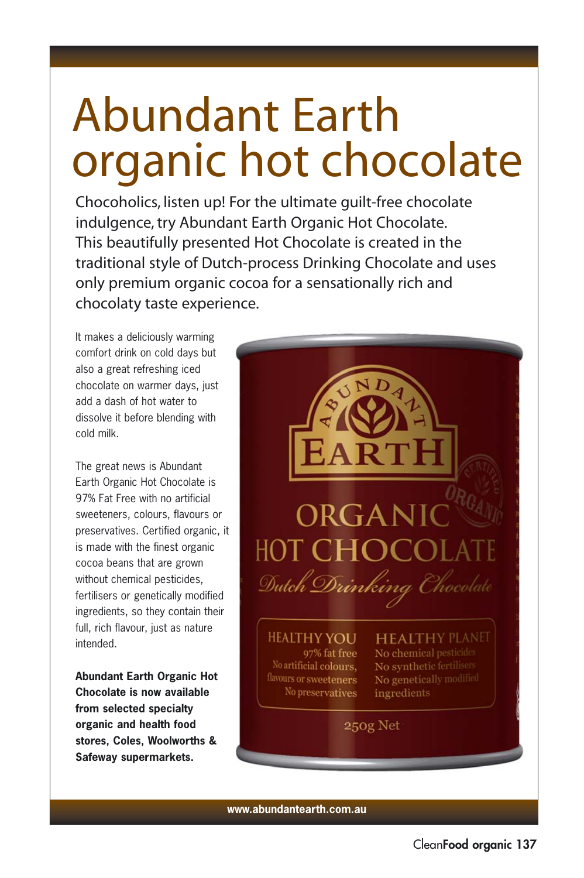# Abundant Earth organic hot chocolate

Chocoholics, listen up! For the ultimate guilt-free chocolate indulgence, try Abundant Earth Organic Hot Chocolate. This beautifully presented Hot Chocolate is created in the traditional style of Dutch-process Drinking Chocolate and uses only premium organic cocoa for a sensationally rich and chocolaty taste experience.

It makes a deliciously warming comfort drink on cold days but also a great refreshing iced chocolate on warmer days, just add a dash of hot water to dissolve it before blending with cold milk.

The great news is Abundant Earth Organic Hot Chocolate is 97% Fat Free with no artificial sweeteners, colours, flavours or preservatives. Certified organic, it is made with the finest organic cocoa beans that are grown without chemical pesticides, fertilisers or genetically modified ingredients, so they contain their full, rich flavour, just as nature intended.

**Abundant Earth Organic Hot Chocolate is now available from selected specialty organic and health food stores, Coles, Woolworths & Safeway supermarkets.**

**www.abundantearth.com.au**